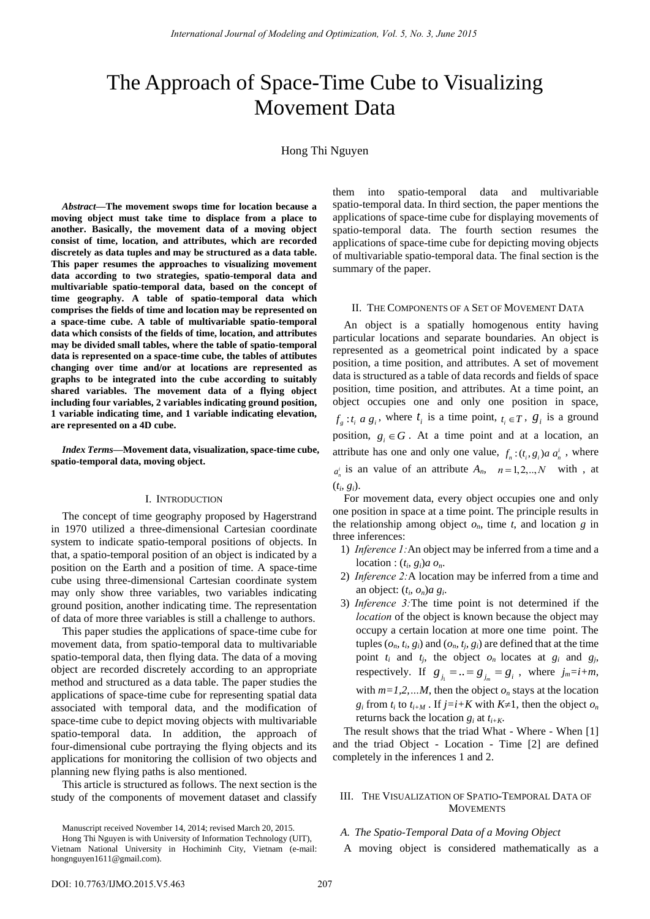# The Approach of Space-Time Cube to Visualizing Movement Data

Hong Thi Nguyen

***Abstract*—The movement swops time for location because a moving object must take time to displace from a place to another. Basically, the movement data of a moving object consist of time, location, and attributes, which are recorded discretely as data tuples and may be structured as a data table. This paper resumes the approaches to visualizing movement data according to two strategies, spatio-temporal data and multivariable spatio-temporal data, based on the concept of time geography. A table of spatio-temporal data which comprises the fields of time and location may be represented on a space-time cube. A table of multivariable spatio-temporal data which consists of the fields of time, location, and attributes may be divided small tables, where the table of spatio-temporal data is represented on a space-time cube, the tables of attibutes changing over time and/or at locations are represented as graphs to be integrated into the cube according to suitably shared variables. The movement data of a flying object including four variables, 2 variables indicating ground position, 1 variable indicating time, and 1 variable indicating elevation, are represented on a 4D cube.**

***Index Terms*—Movement data, visualization, space-time cube, spatio-temporal data, moving object.**

## I. Introduction

The concept of time geography proposed by Hagerstrand in 1970 utilized a three-dimensional Cartesian coordinate system to indicate spatio-temporal positions of objects. In that, a spatio-temporal position of an object is indicated by a position on the Earth and a position of time. A space-time cube using three-dimensional Cartesian coordinate system may only show three variables, two variables indicating ground position, another indicating time. The representation of data of more three variables is still a challenge to authors.

This paper studies the applications of space-time cube for movement data, from spatio-temporal data to multivariable spatio-temporal data, then flying data. The data of a moving object are recorded discretely according to an appropriate method and structured as a data table. The paper studies the applications of space-time cube for representing spatial data associated with temporal data, and the modification of space-time cube to depict moving objects with multivariable spatio-temporal data. In addition, the approach of four-dimensional cube portraying the flying objects and its applications for monitoring the collision of two objects and planning new flying paths is also mentioned.

This article is structured as follows. The next section is the study of the components of movement dataset and classify them into spatio-temporal data and multivariable spatio-temporal data. In third section, the paper mentions the applications of space-time cube for displaying movements of spatio-temporal data. The fourth section resumes the applications of space-time cube for depicting moving objects of multivariable spatio-temporal data. The final section is the summary of the paper.

Manuscript received November 14, 2014; revised March 20, 2015.

Hong Thi Nguyen is with University of Information Technology (UIT), Vietnam National University in Hochiminh City, Vietnam (e-mail: hongnguyen1611@gmail.com).

## II. The Components of a Set of Movement Data

An object is a spatially homogenous entity having particular locations and separate boundaries. An object is represented as a geometrical point indicated by a space position, a time position, and attributes. A set of movement data is structured as a table of data records and fields of space position, time position, and attributes. At a time point, an object occupies one and only one position in space, $f_g : t_i \mapsto g_i$, where $t_i$ is a time point, $t_i \in T$, $g_i$ is a ground position, $g_i \in G$. At a time point and at a location, an attribute has one and only one value, $f_n : (t_i, g_i) \mapsto a_n^i$, where $a_n^i$ is an value of an attribute $A_n$, $n = 1, 2, .., N$ with , at $(t_i, g_i)$.

For movement data, every object occupies one and only one position in space at a time point. The principle results in the relationship among object $o_n$, time $t$, and location $g$ in three inferences:

1) *Inference 1:* An object may be inferred from a time and a location : $(t_i, g_i) \mapsto o_n$.
2) *Inference 2:* A location may be inferred from a time and an object: $(t_i, o_n) \mapsto g_i$.
3) *Inference 3:* The time point is not determined if the *location* of the object is known because the object may occupy a certain location at more one time point. The tuples $(o_n, t_i, g_i)$ and $(o_n, t_j, g_j)$ are defined that at the time point $t_i$ and $t_j$, the object $o_n$ locates at $g_i$ and $g_j$, respectively. If $g_{j_1} = .. = g_{j_m} = g_i$, where $j_m = i + m$, with $m = 1, 2, \ldots M$, then the object $o_n$ stays at the location $g_i$ from $t_i$ to $t_{i+M}$. If $j = i + K$ with $K \neq 1$, then the object $o_n$ returns back the location $g_i$ at $t_{i+K}$.

The result shows that the triad What - Where - When [1] and the triad Object - Location - Time [2] are defined completely in the inferences 1 and 2.

## III. The Visualization of Spatio-Temporal Data of Movements

### *A. The Spatio-Temporal Data of a Moving Object*

A moving object is considered mathematically as a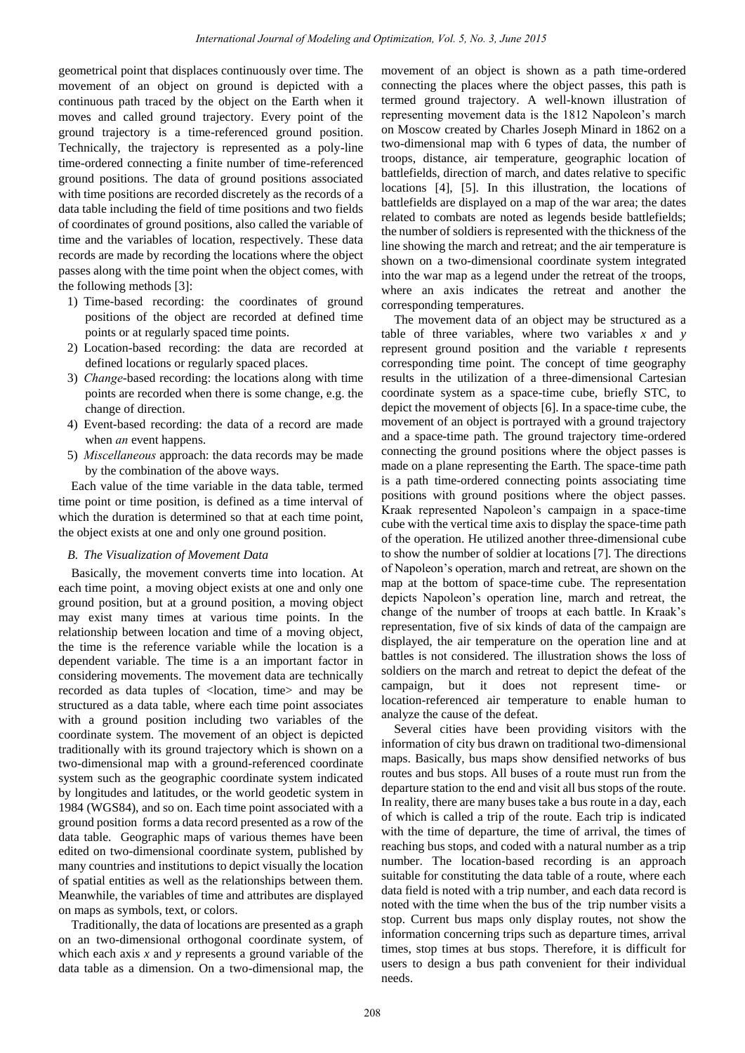geometrical point that displaces continuously over time. The movement of an object on ground is depicted with a continuous path traced by the object on the Earth when it moves and called ground trajectory. Every point of the ground trajectory is a time-referenced ground position. Technically, the trajectory is represented as a poly-line time-ordered connecting a finite number of time-referenced ground positions. The data of ground positions associated with time positions are recorded discretely as the records of a data table including the field of time positions and two fields of coordinates of ground positions, also called the variable of time and the variables of location, respectively. These data records are made by recording the locations where the object passes along with the time point when the object comes, with the following methods [3]:

1) Time-based recording: the coordinates of ground positions of the object are recorded at defined time points or at regularly spaced time points.
2) Location-based recording: the data are recorded at defined locations or regularly spaced places.
3) *Change*-based recording: the locations along with time points are recorded when there is some change, e.g. the change of direction.
4) Event-based recording: the data of a record are made when *an* event happens.
5) *Miscellaneous* approach: the data records may be made by the combination of the above ways.

Each value of the time variable in the data table, termed time point or time position, is defined as a time interval of which the duration is determined so that at each time point, the object exists at one and only one ground position.

### B. The Visualization of Movement Data

Basically, the movement converts time into location. At each time point, a moving object exists at one and only one ground position, but at a ground position, a moving object may exist many times at various time points. In the relationship between location and time of a moving object, the time is the reference variable while the location is a dependent variable. The time is a an important factor in considering movements. The movement data are technically recorded as data tuples of <location, time> and may be structured as a data table, where each time point associates with a ground position including two variables of the coordinate system. The movement of an object is depicted traditionally with its ground trajectory which is shown on a two-dimensional map with a ground-referenced coordinate system such as the geographic coordinate system indicated by longitudes and latitudes, or the world geodetic system in 1984 (WGS84), and so on. Each time point associated with a ground position forms a data record presented as a row of the data table. Geographic maps of various themes have been edited on two-dimensional coordinate system, published by many countries and institutions to depict visually the location of spatial entities as well as the relationships between them. Meanwhile, the variables of time and attributes are displayed on maps as symbols, text, or colors.

Traditionally, the data of locations are presented as a graph on an two-dimensional orthogonal coordinate system, of which each axis $x$ and $y$ represents a ground variable of the data table as a dimension. On a two-dimensional map, the movement of an object is shown as a path time-ordered connecting the places where the object passes, this path is termed ground trajectory. A well-known illustration of representing movement data is the 1812 Napoleon's march on Moscow created by Charles Joseph Minard in 1862 on a two-dimensional map with 6 types of data, the number of troops, distance, air temperature, geographic location of battlefields, direction of march, and dates relative to specific locations [4], [5]. In this illustration, the locations of battlefields are displayed on a map of the war area; the dates related to combats are noted as legends beside battlefields; the number of soldiers is represented with the thickness of the line showing the march and retreat; and the air temperature is shown on a two-dimensional coordinate system integrated into the war map as a legend under the retreat of the troops, where an axis indicates the retreat and another the corresponding temperatures.

The movement data of an object may be structured as a table of three variables, where two variables $x$ and $y$ represent ground position and the variable $t$ represents corresponding time point. The concept of time geography results in the utilization of a three-dimensional Cartesian coordinate system as a space-time cube, briefly STC, to depict the movement of objects [6]. In a space-time cube, the movement of an object is portrayed with a ground trajectory and a space-time path. The ground trajectory time-ordered connecting the ground positions where the object passes is made on a plane representing the Earth. The space-time path is a path time-ordered connecting points associating time positions with ground positions where the object passes. Kraak represented Napoleon's campaign in a space-time cube with the vertical time axis to display the space-time path of the operation. He utilized another three-dimensional cube to show the number of soldier at locations [7]. The directions of Napoleon's operation, march and retreat, are shown on the map at the bottom of space-time cube. The representation depicts Napoleon's operation line, march and retreat, the change of the number of troops at each battle. In Kraak's representation, five of six kinds of data of the campaign are displayed, the air temperature on the operation line and at battles is not considered. The illustration shows the loss of soldiers on the march and retreat to depict the defeat of the campaign, but it does not represent time- or location-referenced air temperature to enable human to analyze the cause of the defeat.

Several cities have been providing visitors with the information of city bus drawn on traditional two-dimensional maps. Basically, bus maps show densified networks of bus routes and bus stops. All buses of a route must run from the departure station to the end and visit all bus stops of the route. In reality, there are many buses take a bus route in a day, each of which is called a trip of the route. Each trip is indicated with the time of departure, the time of arrival, the times of reaching bus stops, and coded with a natural number as a trip number. The location-based recording is an approach suitable for constituting the data table of a route, where each data field is noted with a trip number, and each data record is noted with the time when the bus of the trip number visits a stop. Current bus maps only display routes, not show the information concerning trips such as departure times, arrival times, stop times at bus stops. Therefore, it is difficult for users to design a bus path convenient for their individual needs.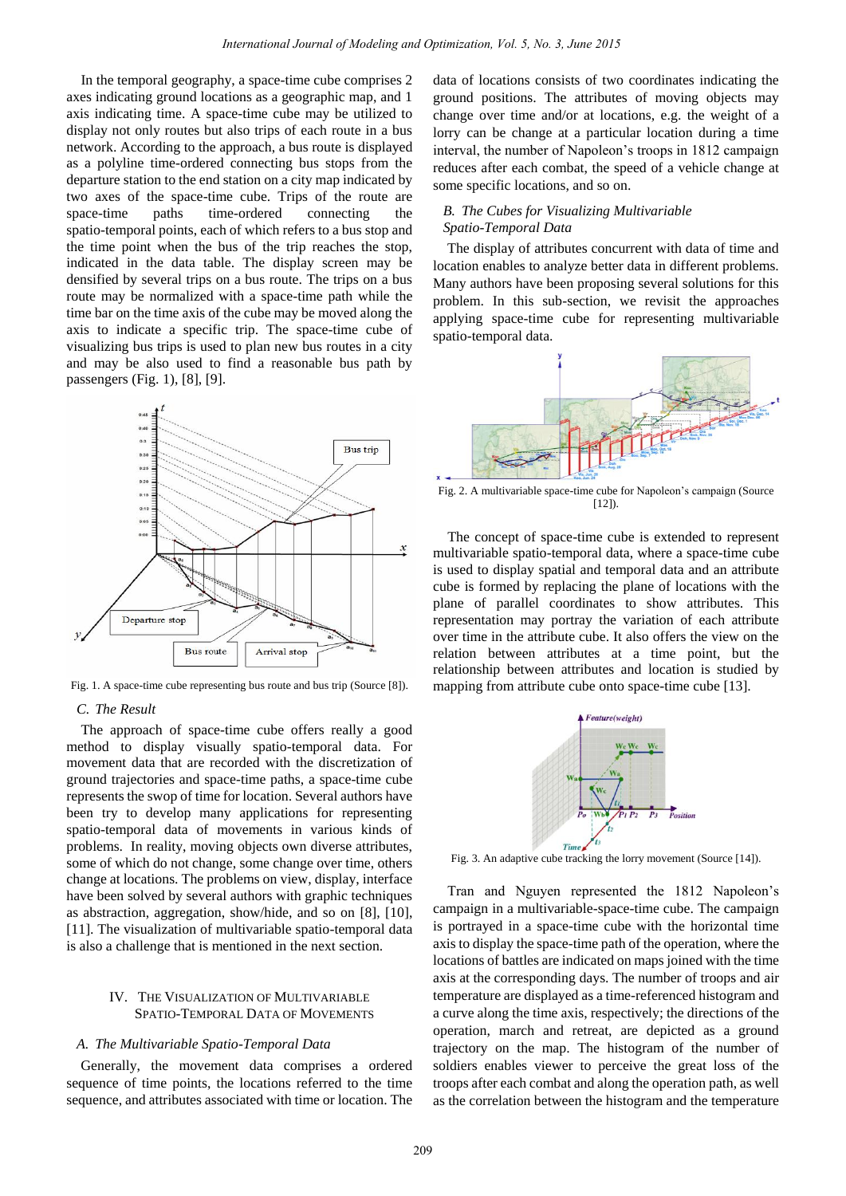In the temporal geography, a space-time cube comprises 2 axes indicating ground locations as a geographic map, and 1 axis indicating time. A space-time cube may be utilized to display not only routes but also trips of each route in a bus network. According to the approach, a bus route is displayed as a polyline time-ordered connecting bus stops from the departure station to the end station on a city map indicated by two axes of the space-time cube. Trips of the route are space-time paths time-ordered connecting the spatio-temporal points, each of which refers to a bus stop and the time point when the bus of the trip reaches the stop, indicated in the data table. The display screen may be densified by several trips on a bus route. The trips on a bus route may be normalized with a space-time path while the time bar on the time axis of the cube may be moved along the axis to indicate a specific trip. The space-time cube of visualizing bus trips is used to plan new bus routes in a city and may be also used to find a reasonable bus path by passengers (Fig. 1), [8], [9].

Fig. 1. A space-time cube representing bus route and bus trip (Source [8]).

### C. The Result

The approach of space-time cube offers really a good method to display visually spatio-temporal data. For movement data that are recorded with the discretization of ground trajectories and space-time paths, a space-time cube represents the swop of time for location. Several authors have been try to develop many applications for representing spatio-temporal data of movements in various kinds of problems. In reality, moving objects own diverse attributes, some of which do not change, some change over time, others change at locations. The problems on view, display, interface have been solved by several authors with graphic techniques as abstraction, aggregation, show/hide, and so on [8], [10], [11]. The visualization of multivariable spatio-temporal data is also a challenge that is mentioned in the next section.

## IV. The Visualization of Multivariable Spatio-Temporal Data of Movements

### A. The Multivariable Spatio-Temporal Data

Generally, the movement data comprises a ordered sequence of time points, the locations referred to the time sequence, and attributes associated with time or location. The data of locations consists of two coordinates indicating the ground positions. The attributes of moving objects may change over time and/or at locations, e.g. the weight of a lorry can be change at a particular location during a time interval, the number of Napoleon's troops in 1812 campaign reduces after each combat, the speed of a vehicle change at some specific locations, and so on.

### B. The Cubes for Visualizing Multivariable Spatio-Temporal Data

The display of attributes concurrent with data of time and location enables to analyze better data in different problems. Many authors have been proposing several solutions for this problem. In this sub-section, we revisit the approaches applying space-time cube for representing multivariable spatio-temporal data.

Fig. 2. A multivariable space-time cube for Napoleon's campaign (Source [12]).

The concept of space-time cube is extended to represent multivariable spatio-temporal data, where a space-time cube is used to display spatial and temporal data and an attribute cube is formed by replacing the plane of locations with the plane of parallel coordinates to show attributes. This representation may portray the variation of each attribute over time in the attribute cube. It also offers the view on the relation between attributes at a time point, but the relationship between attributes and location is studied by mapping from attribute cube onto space-time cube [13].

Fig. 3. An adaptive cube tracking the lorry movement (Source [14]).

Tran and Nguyen represented the 1812 Napoleon's campaign in a multivariable-space-time cube. The campaign is portrayed in a space-time cube with the horizontal time axis to display the space-time path of the operation, where the locations of battles are indicated on maps joined with the time axis at the corresponding days. The number of troops and air temperature are displayed as a time-referenced histogram and a curve along the time axis, respectively; the directions of the operation, march and retreat, are depicted as a ground trajectory on the map. The histogram of the number of soldiers enables viewer to perceive the great loss of the troops after each combat and along the operation path, as well as the correlation between the histogram and the temperature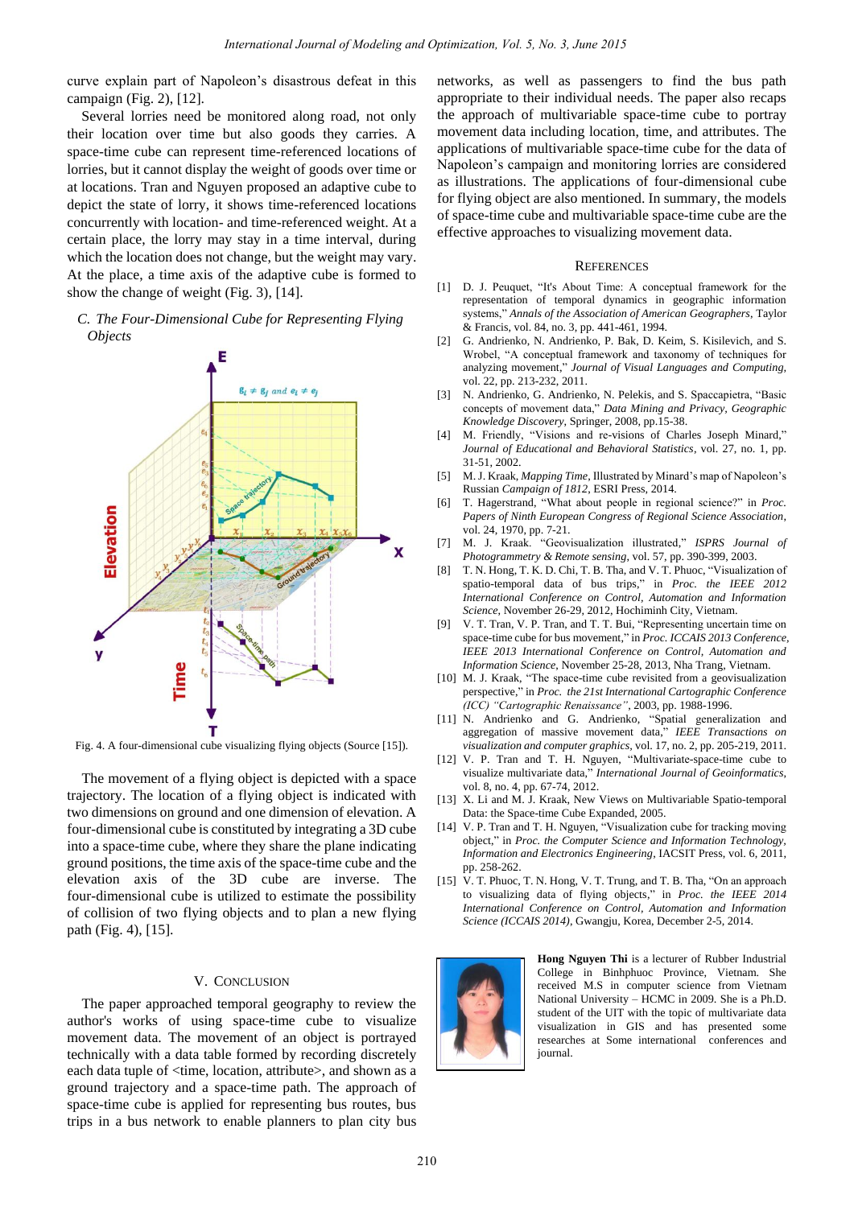curve explain part of Napoleon's disastrous defeat in this campaign (Fig. 2), [12].

Several lorries need be monitored along road, not only their location over time but also goods they carries. A space-time cube can represent time-referenced locations of lorries, but it cannot display the weight of goods over time or at locations. Tran and Nguyen proposed an adaptive cube to depict the state of lorry, it shows time-referenced locations concurrently with location- and time-referenced weight. At a certain place, the lorry may stay in a time interval, during which the location does not change, but the weight may vary. At the place, a time axis of the adaptive cube is formed to show the change of weight (Fig. 3), [14].

### *C. The Four-Dimensional Cube for Representing Flying Objects*

E

$e_i \neq e_j$ and $e_i \neq e_j$

Elevation

Space trajectory

Ground trajectory

Space-time path

X

y

Time

T

Fig. 4. A four-dimensional cube visualizing flying objects (Source [15]).

The movement of a flying object is depicted with a space trajectory. The location of a flying object is indicated with two dimensions on ground and one dimension of elevation. A four-dimensional cube is constituted by integrating a 3D cube into a space-time cube, where they share the plane indicating ground positions, the time axis of the space-time cube and the elevation axis of the 3D cube are inverse. The four-dimensional cube is utilized to estimate the possibility of collision of two flying objects and to plan a new flying path (Fig. 4), [15].

## V. Conclusion

The paper approached temporal geography to review the author's works of using space-time cube to visualize movement data. The movement of an object is portrayed technically with a data table formed by recording discretely each data tuple of <time, location, attribute>, and shown as a ground trajectory and a space-time path. The approach of space-time cube is applied for representing bus routes, bus trips in a bus network to enable planners to plan city bus networks, as well as passengers to find the bus path appropriate to their individual needs. The paper also recaps the approach of multivariable space-time cube to portray movement data including location, time, and attributes. The applications of multivariable space-time cube for the data of Napoleon's campaign and monitoring lorries are considered as illustrations. The applications of four-dimensional cube for flying object are also mentioned. In summary, the models of space-time cube and multivariable space-time cube are the effective approaches to visualizing movement data.

## References

[1] D. J. Peuquet, "It's About Time: A conceptual framework for the representation of temporal dynamics in geographic information systems," *Annals of the Association of American Geographers*, Taylor & Francis, vol. 84, no. 3, pp. 441-461, 1994.

[2] G. Andrienko, N. Andrienko, P. Bak, D. Keim, S. Kisilevich, and S. Wrobel, "A conceptual framework and taxonomy of techniques for analyzing movement," *Journal of Visual Languages and Computing*, vol. 22, pp. 213-232, 2011.

[3] N. Andrienko, G. Andrienko, N. Pelekis, and S. Spaccapietra, "Basic concepts of movement data," *Data Mining and Privacy, Geographic Knowledge Discovery*, Springer, 2008, pp.15-38.

[4] M. Friendly, "Visions and re-visions of Charles Joseph Minard," *Journal of Educational and Behavioral Statistics*, vol. 27, no. 1, pp. 31-51, 2002.

[5] M. J. Kraak, *Mapping Time*, Illustrated by Minard's map of Napoleon's Russian *Campaign of 1812*, ESRI Press, 2014.

[6] T. Hagerstrand, "What about people in regional science?" in *Proc. Papers of Ninth European Congress of Regional Science Association*, vol. 24, 1970, pp. 7-21.

[7] M. J. Kraak. "Geovisualization illustrated," *ISPRS Journal of Photogrammetry & Remote sensing*, vol. 57, pp. 390-399, 2003.

[8] T. N. Hong, T. K. D. Chi, T. B. Tha, and V. T. Phuoc, "Visualization of spatio-temporal data of bus trips," in *Proc. the IEEE 2012 International Conference on Control, Automation and Information Science*, November 26-29, 2012, Hochiminh City, Vietnam.

[9] V. T. Tran, V. P. Tran, and T. T. Bui, "Representing uncertain time on space-time cube for bus movement," in *Proc. ICCAIS 2013 Conference, IEEE 2013 International Conference on Control, Automation and Information Science*, November 25-28, 2013, Nha Trang, Vietnam.

[10] M. J. Kraak, "The space-time cube revisited from a geovisualization perspective," in *Proc. the 21st International Cartographic Conference (ICC) "Cartographic Renaissance"*, 2003, pp. 1988-1996.

[11] N. Andrienko and G. Andrienko, "Spatial generalization and aggregation of massive movement data," *IEEE Transactions on visualization and computer graphics*, vol. 17, no. 2, pp. 205-219, 2011.

[12] V. P. Tran and T. H. Nguyen, "Multivariate-space-time cube to visualize multivariate data," *International Journal of Geoinformatics*, vol. 8, no. 4, pp. 67-74, 2012.

[13] X. Li and M. J. Kraak, New Views on Multivariable Spatio-temporal Data: the Space-time Cube Expanded, 2005.

[14] V. P. Tran and T. H. Nguyen, "Visualization cube for tracking moving object," in *Proc. the Computer Science and Information Technology, Information and Electronics Engineering*, IACSIT Press, vol. 6, 2011, pp. 258-262.

[15] V. T. Phuoc, T. N. Hong, V. T. Trung, and T. B. Tha, "On an approach to visualizing data of flying objects," in *Proc. the IEEE 2014 International Conference on Control, Automation and Information Science (ICCAIS 2014)*, Gwangju, Korea, December 2-5, 2014.

**Hong Nguyen Thi** is a lecturer of Rubber Industrial College in Binhphuoc Province, Vietnam. She received M.S in computer science from Vietnam National University – HCMC in 2009. She is a Ph.D. student of the UIT with the topic of multivariate data visualization in GIS and has presented some researches at Some international conferences and journal.